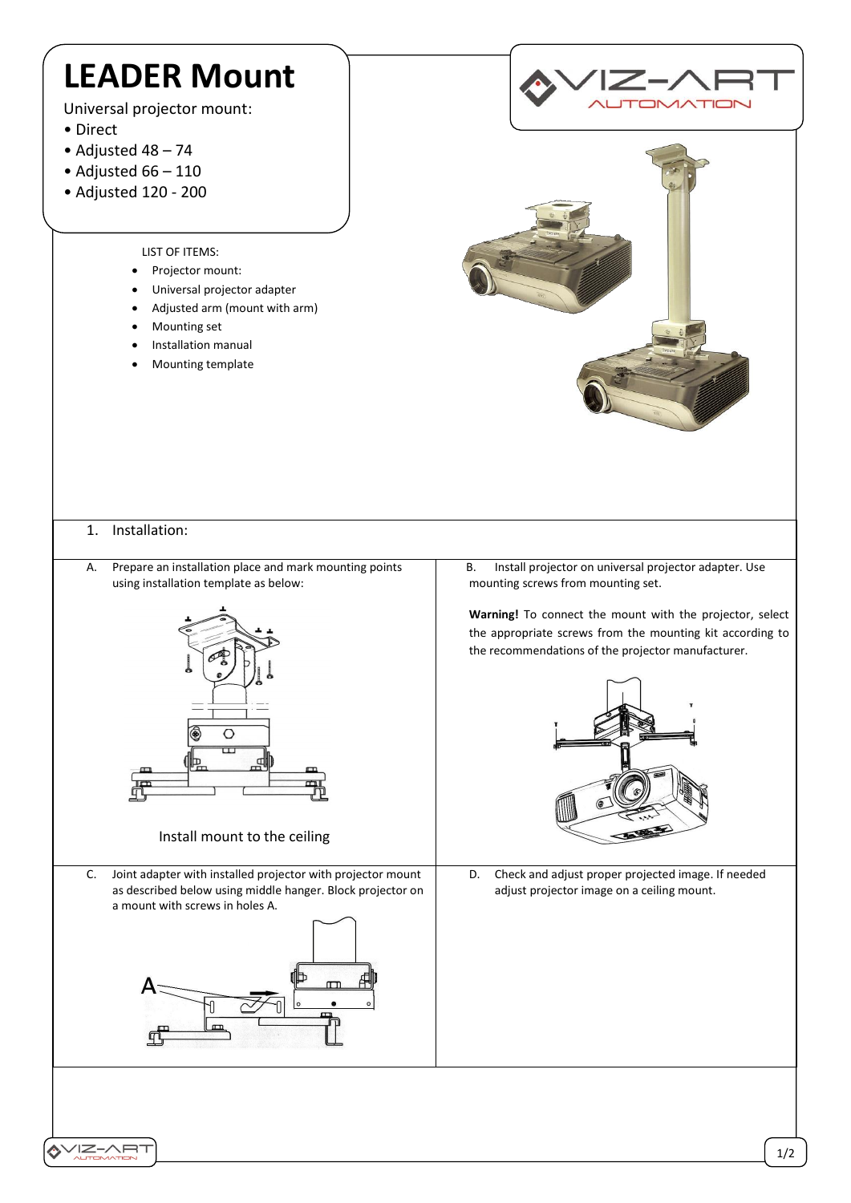# LEADER Mount

Universal projector mount:

- Direct
- Adjusted 48 – 74
- Adjusted 66 – 110
- Adjusted 120 - 200

LIST OF ITEMS:

- Projector mount:
- Universal projector adapter
- Adjusted arm (mount with arm)
- Mounting set
- Installation manual
- Mounting template

## 1. Installation:

A. Prepare an installation place and mark mounting points using installation template as below:

Install mount to the ceiling

B. Install projector on universal projector adapter. Use mounting screws from mounting set.

**Warning!** To connect the mount with the projector, select the appropriate screws from the mounting kit according to the recommendations of the projector manufacturer.

C. Joint adapter with installed projector with projector mount as described below using middle hanger. Block projector on a mount with screws in holes A.

A

D. Check and adjust proper projected image. If needed adjust projector image on a ceiling mount.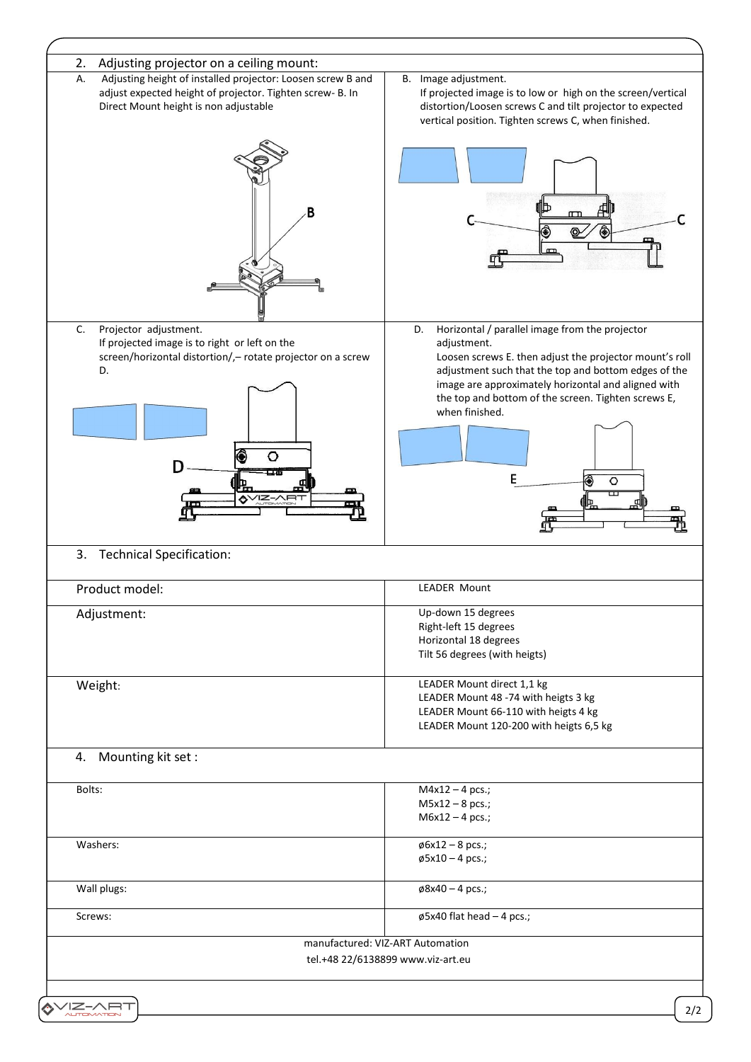## 2. Adjusting projector on a ceiling mount:

A. Adjusting height of installed projector: Loosen screw B and adjust expected height of projector. Tighten screw- B. In Direct Mount height is non adjustable

B

B. Image adjustment.
If projected image is to low or high on the screen/vertical distortion/Loosen screws C and tilt projector to expected vertical position. Tighten screws C, when finished.

C C

C. Projector adjustment.
If projected image is to right or left on the screen/horizontal distortion/,– rotate projector on a screw D.

D

D. Horizontal / parallel image from the projector adjustment.
Loosen screws E. then adjust the projector mount's roll adjustment such that the top and bottom edges of the image are approximately horizontal and aligned with the top and bottom of the screen. Tighten screws E, when finished.

E

## 3. Technical Specification:

| | |
|---|---|
| Product model: | LEADER Mount |
| Adjustment: | Up-down 15 degrees<br>Right-left 15 degrees<br>Horizontal 18 degrees<br>Tilt 56 degrees (with heigts) |
| Weight: | LEADER Mount direct 1,1 kg<br>LEADER Mount 48 -74 with heigts 3 kg<br>LEADER Mount 66-110 with heigts 4 kg<br>LEADER Mount 120-200 with heigts 6,5 kg |

## 4. Mounting kit set :

| | |
|---|---|
| Bolts: | M4x12 – 4 pcs.;<br>M5x12 – 8 pcs.;<br>M6x12 – 4 pcs.; |
| Washers: | ø6x12 – 8 pcs.;<br>ø5x10 – 4 pcs.; |
| Wall plugs: | ø8x40 – 4 pcs.; |
| Screws: | ø5x40 flat head – 4 pcs.; |

manufactured: VIZ-ART Automation
tel.+48 22/6138899 www.viz-art.eu